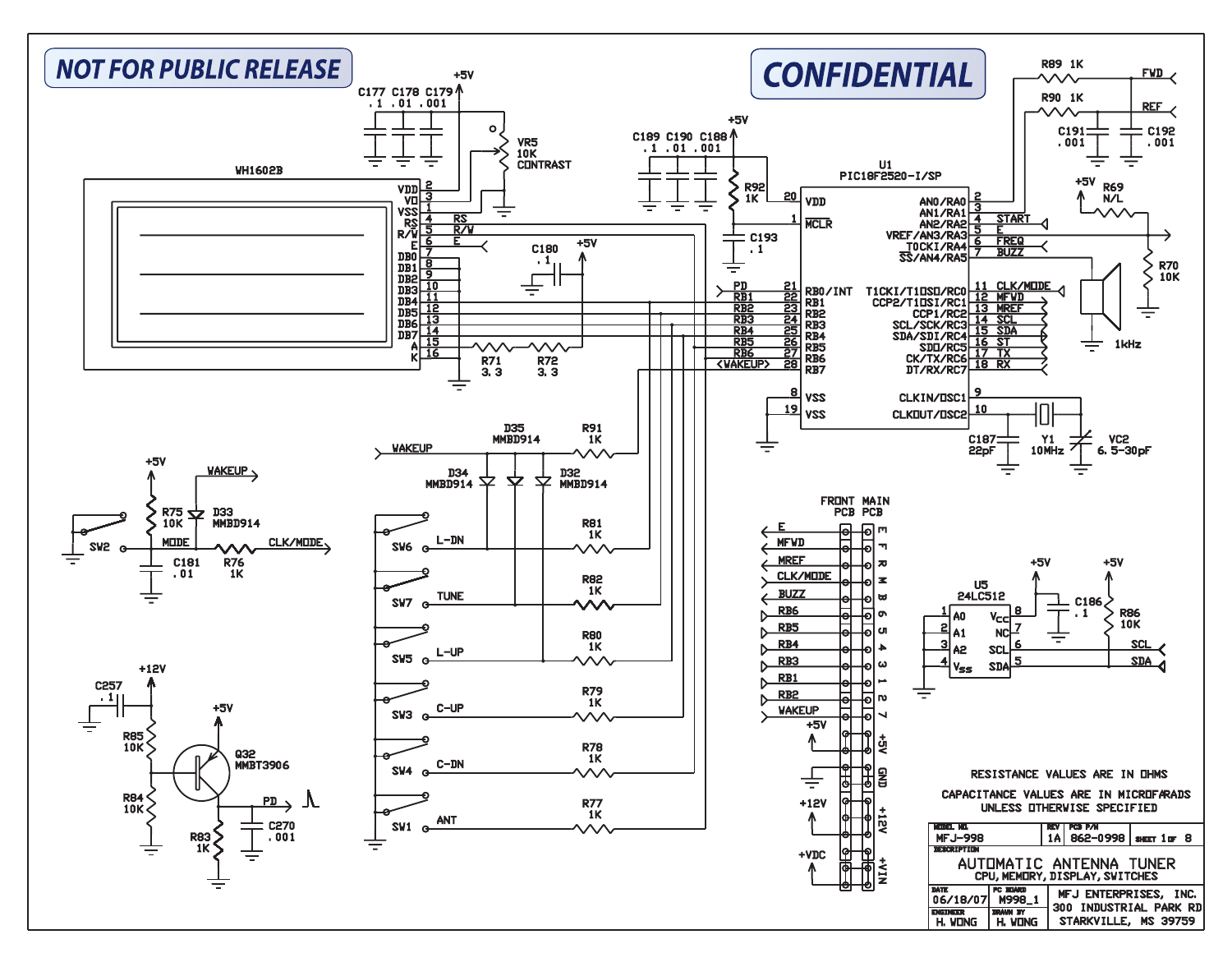**NOT FOR PUBLIC RELEASE**

**CONFIDENTIAL**

WH1602B

| Pin | Name | Connection |
|---|---|---|
| 2 | VDD | +5V |
| 3 | VO | VR5 10K CONTRAST |
| 1 | VSS | GND |
| 4 | RS | RS |
| 5 | R/W | R/W |
| 6 | E | E |
| 7 | DB0 | |
| 8 | DB1 | |
| 9 | DB2 | |
| 10 | DB3 | |
| 11 | DB4 | RB1 |
| 12 | DB5 | RB2 |
| 13 | DB6 | RB3 |
| 14 | DB7 | RB4 |
| 15 | A | R71 3.3, R72 3.3 |
| 16 | K | GND |

C177 .1, C178 .01, C179 .001, +5V

C180 .1, +5V

C189 .1, C190 .01, C188 .001, +5V

R92 1K, C193 .1

U1 PIC18F2520-I/SP

| Pin | Name | Signal |
|---|---|---|
| 20 | VDD | +5V |
| 1 | MCLR | |
| 21 | RB0/INT | PD |
| 22 | RB1 | RB1 |
| 23 | RB2 | RB2 |
| 24 | RB3 | RB3 |
| 25 | RB4 | RB4 |
| 26 | RB5 | RB5 |
| 27 | RB6 | RB6 |
| 28 | RB7 | <WAKEUP> |
| 8 | VSS | |
| 19 | VSS | |
| 2 | AN0/RA0 | FWD (R89 1K) |
| 3 | AN1/RA1 | REF (R90 1K) |
| 4 | AN2/RA2 | START |
| 5 | VREF/AN3/RA3 | E |
| 6 | T0CKI/RA4 | FREQ |
| 7 | SS/AN4/RA5 | BUZZ |
| 11 | T1CKI/T1OSO/RC0 | CLK/MODE |
| 12 | CCP2/T1OSI/RC1 | MFWD |
| 13 | CCP1/RC2 | MREF |
| 14 | SCL/SCK/RC3 | SCL |
| 15 | SDA/SDI/RC4 | SDA |
| 16 | SDO/RC5 | ST |
| 17 | CK/TX/RC6 | TX |
| 18 | DT/RX/RC7 | RX |
| 9 | CLKIN/OSC1 | |
| 10 | CLKOUT/OSC2 | |

R89 1K FWD; R90 1K REF; C191 .001; C192 .001

+5V, R69 N/L, R70 10K

1kHz

C187 22pF, Y1 10MHz, VC2 6.5-30pF

WAKEUP — D35 MMBD914 — R91 1K

D34 MMBD914, D32 MMBD914

| Switch | Label | Resistor |
|---|---|---|
| SW6 | L-DN | R81 1K |
| SW7 | TUNE | R82 1K |
| SW5 | L-UP | R80 1K |
| SW3 | C-UP | R79 1K |
| SW4 | C-DN | R78 1K |
| SW1 | ANT | R77 1K |

+5V, R75 10K, D33 MMBD914, WAKEUP, SW2, MODE, C181 .01, R76 1K, CLK/MODE

+12V, C257 .1, R85 10K, R84 10K, Q32 MMBT3906, +5V, R83 1K, PD, C270 .001

FRONT PCB / MAIN PCB

| Front PCB | Main PCB |
|---|---|
| E | E |
| MFWD | F |
| MREF | R |
| CLK/MODE | M |
| BUZZ | B |
| RB6 | 6 |
| RB5 | 5 |
| RB4 | 4 |
| RB3 | 3 |
| RB1 | 1 |
| RB2 | 2 |
| WAKEUP | 7 |
| +5V | +5V |
| GND | GND |
| +12V | +12V |
| +VDC | +VIN |

U5 24LC512

| Pin | Name | Connection |
|---|---|---|
| 1 | A0 | |
| 2 | A1 | |
| 3 | A2 | |
| 4 | VSS | GND |
| 8 | VCC | +5V |
| 7 | NC | |
| 6 | SCL | SCL |
| 5 | SDA | SDA |

C186 .1, R86 10K, +5V

RESISTANCE VALUES ARE IN OHMS
CAPACITANCE VALUES ARE IN MICROFARADS UNLESS OTHERWISE SPECIFIED

| MODEL NO. | REV | PCB P/N | SHEET |
|---|---|---|---|
| MFJ-998 | 1A | 862-0998 | 1 OF 8 |

DESCRIPTION: AUTOMATIC ANTENNA TUNER — CPU, MEMORY, DISPLAY, SWITCHES

| DATE | PC BOARD | |
|---|---|---|
| 06/18/07 | M998_1 | MFJ ENTERPRISES, INC. 300 INDUSTRIAL PARK RD STARKVILLE, MS 39759 |
| ENGINEER | DRAWN BY | |
| H. WONG | H. WONG | |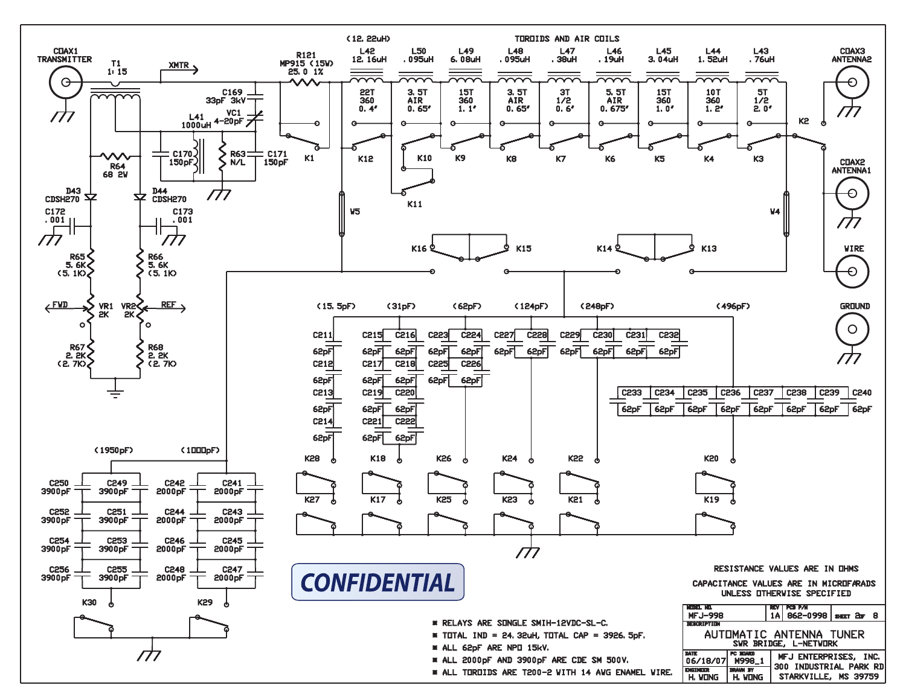TOROIDS AND AIR COILS

| | L42 | L50 | L49 | L48 | L47 | L46 | L45 | L44 | L43 |
|---|---|---|---|---|---|---|---|---|---|
| Inductance | 12.16uH | .095uH | 6.08uH | .095uH | .38uH | .19uH | 3.04uH | 1.52uH | .76uH |
| Turns | 22T | 3.5T | 15T | 3.5T | 3T | 5.5T | 15T | 10T | 5T |
| Type | 360 | AIR | 360 | AIR | 1/2 | AIR | 360 | 360 | 1/2 |
| Length | 0.4" | 0.65" | 1.1" | 0.65" | 0.6" | 0.675" | 1.0" | 1.2" | 2.0" |
| Relay | K12 | K10 / K11 | K9 | K8 | K7 | K6 | K5 | K4 | K3 |

(12.22uH)

COAX1 TRANSMITTER

T1 1:15

XMTR

R121 MP915 (15W) 25.0 1%

K1

C169 33pF 3kV

VC1 4-20pF

L41 1000uH

C170 150pF

R63 N/L

C171 150pF

R64 68 2W

D43 CDSH270

D44 CDSH270

C172 .001

C173 .001

R65 5.6K (5.1K)

R66 5.6K (5.1K)

FWD VR1 2K

VR2 2K REF

R67 2.2K (2.7K)

R68 2.2K (2.7K)

W5

W4

K16 K15

K14 K13

K2

COAX3 ANTENNA2

COAX2 ANTENNA1

WIRE

GROUND

(15.5pF): C211, C212, C213, C214 — 62pF each — K28 / K27

(31pF): C215, C216, C217, C218, C219, C220, C221, C222 — 62pF each — K18 / K17

(62pF): C223, C224, C225, C226 — 62pF each — K26 / K25

(124pF): C227, C228 — 62pF each — K24 / K23

(248pF): C229, C230, C231, C232 — 62pF each — K22 / K21

(496pF): C233, C234, C235, C236, C237, C238, C239, C240 — 62pF each — K20 / K19

(1950pF): C250 3900pF, C249 3900pF, C252 3900pF, C251 3900pF, C254 3900pF, C253 3900pF, C256 3900pF, C255 3900pF — K30

(1000pF): C242 2000pF, C241 2000pF, C244 2000pF, C243 2000pF, C246 2000pF, C245 2000pF, C248 2000pF, C247 2000pF — K29

CONFIDENTIAL

RESISTANCE VALUES ARE IN OHMS

CAPACITANCE VALUES ARE IN MICROFARADS UNLESS OTHERWISE SPECIFIED

* RELAYS ARE SONGLE SMIH-12VDC-SL-C.
* TOTAL IND = 24.32uH, TOTAL CAP = 3926.5pF.
* ALL 62pF ARE NPO 15kV.
* ALL 2000pF AND 3900pF ARE CDE SM 500V.
* ALL TOROIDS ARE T200-2 WITH 14 AWG ENAMEL WIRE.

| MODEL NO. | REV | PCB P/N | SHEET |
|---|---|---|---|
| MFJ-998 | 1A | 862-0998 | 2 OF 8 |

DESCRIPTION: AUTOMATIC ANTENNA TUNER — SWR BRIDGE, L-NETWORK

| DATE | PC BOARD | |
|---|---|---|
| 06/18/07 | M998_1 | MFJ ENTERPRISES, INC. 300 INDUSTRIAL PARK RD STARKVILLE, MS 39759 |
| ENGINEER: H. WONG | DRAWN BY: H. WONG | |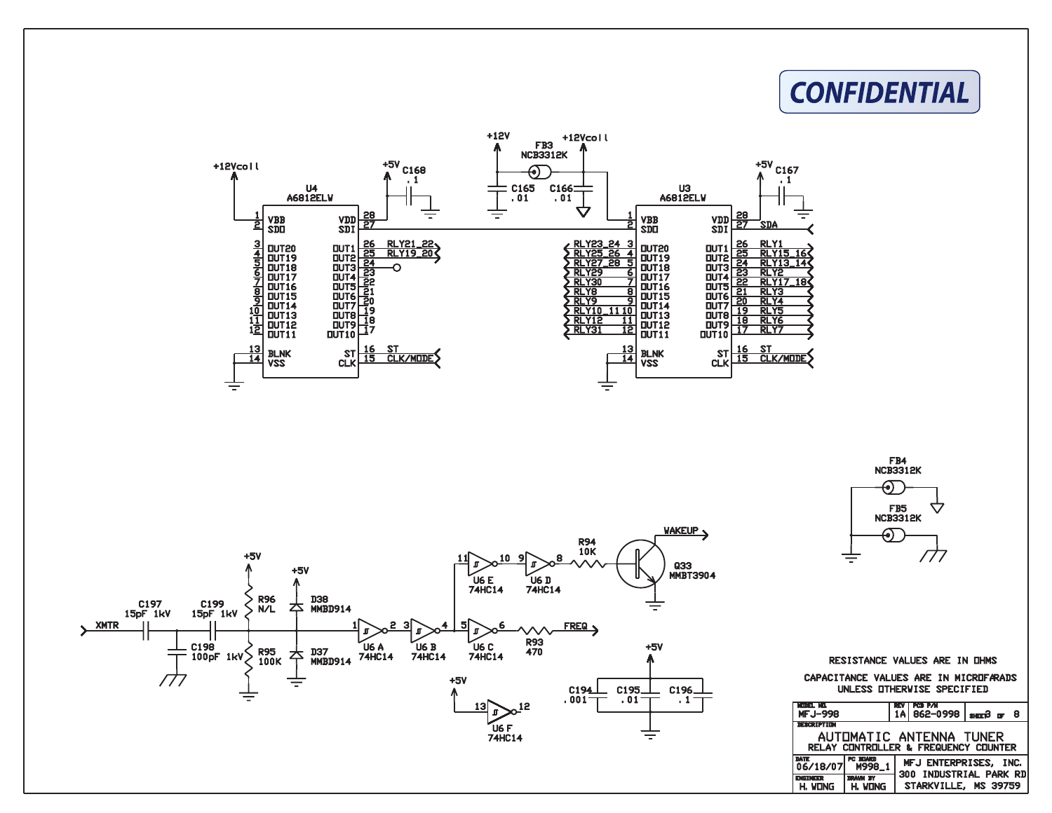CONFIDENTIAL

+12Vcoil

U4
A6812ELW

| Pin | Name | Pin | Name | Net |
|---|---|---|---|---|
| 1 | VBB | 28 | VDD | +5V |
| 2 | SDO | 27 | SDI | |
| 3 | OUT20 | 26 | OUT1 | RLY21_22 |
| 4 | OUT19 | 25 | OUT2 | RLY19_20 |
| 5 | OUT18 | 24 | OUT3 | |
| 6 | OUT17 | 23 | OUT4 | |
| 7 | OUT16 | 22 | OUT5 | |
| 8 | OUT15 | 21 | OUT6 | |
| 9 | OUT14 | 20 | OUT7 | |
| 10 | OUT13 | 19 | OUT8 | |
| 11 | OUT12 | 18 | OUT9 | |
| 12 | OUT11 | 17 | OUT10 | |
| 13 | BLNK | 16 | ST | ST |
| 14 | VSS | 15 | CLK | CLK/MODE |

+5V C168 .1

+12V FB3 NCB3312K +12Vcoil

C165 .01 C166 .01

U3
A6812ELW

| Net | Pin | Name | Pin | Name | Net |
|---|---|---|---|---|---|
| | 1 | VBB | 28 | VDD | +5V |
| | 2 | SDO | 27 | SDI | SDA |
| RLY23_24 | 3 | OUT20 | 26 | OUT1 | RLY1 |
| RLY25_26 | 4 | OUT19 | 25 | OUT2 | RLY15_16 |
| RLY27_28 | 5 | OUT18 | 24 | OUT3 | RLY13_14 |
| RLY29 | 6 | OUT17 | 23 | OUT4 | RLY2 |
| RLY30 | 7 | OUT16 | 22 | OUT5 | RLY17_18 |
| RLY8 | 8 | OUT15 | 21 | OUT6 | RLY3 |
| RLY9 | 9 | OUT14 | 20 | OUT7 | RLY4 |
| RLY10_11 | 10 | OUT13 | 19 | OUT8 | RLY5 |
| RLY12 | 11 | OUT12 | 18 | OUT9 | RLY6 |
| RLY31 | 12 | OUT11 | 17 | OUT10 | RLY7 |
| | 13 | BLNK | 16 | ST | ST |
| | 14 | VSS | 15 | CLK | CLK/MODE |

+5V C167 .1

FB4 NCB3312K

FB5 NCB3312K

XMTR C197 15pF 1kV C199 15pF 1kV C198 100pF 1kV

+5V R96 N/L R95 100K

+5V D38 MMBD914 D37 MMBD914

U6 A 74HC14 (1, 2) U6 B 74HC14 (3, 4) U6 C 74HC14 (5, 6) R93 470 FREQ

U6 E 74HC14 (11, 10) U6 D 74HC14 (9, 8) R94 10K Q33 MMBT3904 WAKEUP

+5V U6 F 74HC14 (13, 12)

+5V C194 .001 C195 .01 C196 .1

RESISTANCE VALUES ARE IN OHMS

CAPACITANCE VALUES ARE IN MICROFARADS UNLESS OTHERWISE SPECIFIED

| MODEL NO. | REV | PCB P/N | SHEET |
|---|---|---|---|
| MFJ-998 | 1A | 862-0998 | 3 OF 8 |

DESCRIPTION: AUTOMATIC ANTENNA TUNER — RELAY CONTROLLER & FREQUENCY COUNTER

| DATE | PC BOARD | |
|---|---|---|
| 06/18/07 | M998_1 | MFJ ENTERPRISES, INC. 300 INDUSTRIAL PARK RD STARKVILLE, MS 39759 |
| ENGINEER | DRAWN BY | |
| H. WONG | H. WONG | |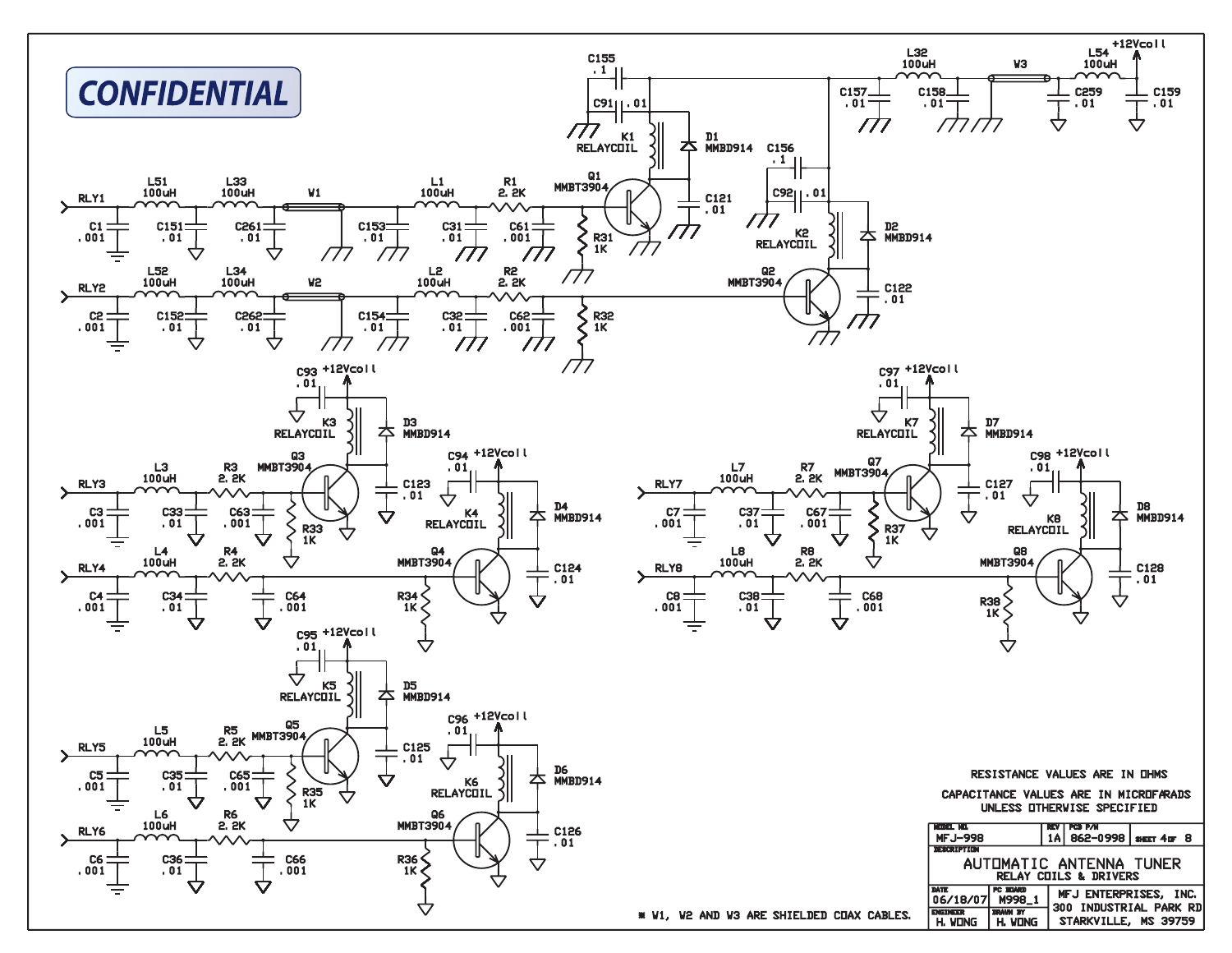CONFIDENTIAL

RLY1 — C1 .001 — L51 100uH — C151 .01 — L33 100uH — C261 .01 — W1 — C153 .01 — L1 100uH — C31 .01 — R1 2.2K — C61 .001 — R31 1K — Q1 MMBT3904 — K1 RELAYCOIL — D1 MMBD914 — C121 .01 — C91 .01 — C155 .1

RLY2 — C2 .001 — L52 100uH — C152 .01 — L34 100uH — C262 .01 — W2 — C154 .01 — L2 100uH — C32 .01 — R2 2.2K — C62 .001 — R32 1K — Q2 MMBT3904 — K2 RELAYCOIL — D2 MMBD914 — C122 .01 — C92 .01 — C156 .1

C157 .01 — L32 100uH — C158 .01 — W3 — C259 .01 — L54 100uH — +12Vcoil — C159 .01

RLY3 — C3 .001 — L3 100uH — C33 .01 — R3 2.2K — C63 .001 — R33 1K — Q3 MMBT3904 — K3 RELAYCOIL — D3 MMBD914 — C123 .01 — C93 .01 — +12Vcoil

RLY4 — C4 .001 — L4 100uH — C34 .01 — R4 2.2K — C64 .001 — R34 1K — Q4 MMBT3904 — K4 RELAYCOIL — D4 MMBD914 — C124 .01 — C94 .01 — +12Vcoil

RLY5 — C5 .001 — L5 100uH — C35 .01 — R5 2.2K — C65 .001 — R35 1K — Q5 MMBT3904 — K5 RELAYCOIL — D5 MMBD914 — C125 .01 — C95 .01 — +12Vcoil

RLY6 — C6 .001 — L6 100uH — C36 .01 — R6 2.2K — C66 .001 — R36 1K — Q6 MMBT3904 — K6 RELAYCOIL — D6 MMBD914 — C126 .01 — C96 .01 — +12Vcoil

RLY7 — C7 .001 — L7 100uH — C37 .01 — R7 2.2K — C67 .001 — R37 1K — Q7 MMBT3904 — K7 RELAYCOIL — D7 MMBD914 — C127 .01 — C97 .01 — +12Vcoil

RLY8 — C8 .001 — L8 100uH — C38 .01 — R8 2.2K — C68 .001 — R38 1K — Q8 MMBT3904 — K8 RELAYCOIL — D8 MMBD914 — C128 .01 — C98 .01 — +12Vcoil

RESISTANCE VALUES ARE IN OHMS

CAPACITANCE VALUES ARE IN MICROFARADS UNLESS OTHERWISE SPECIFIED

* W1, W2 AND W3 ARE SHIELDED COAX CABLES.

| MODEL NO. | REV | PCB P/N | SHEET |
|---|---|---|---|
| MFJ-998 | 1A | 862-0998 | 4 OF 8 |

| DESCRIPTION | | |
|---|---|---|
| AUTOMATIC ANTENNA TUNER RELAY COILS & DRIVERS | | |
| DATE: 06/18/07 | PC BOARD: M998_1 | MFJ ENTERPRISES, INC. 300 INDUSTRIAL PARK RD STARKVILLE, MS 39759 |
| ENGINEER: H. WONG | DRAWN BY: H. WONG | |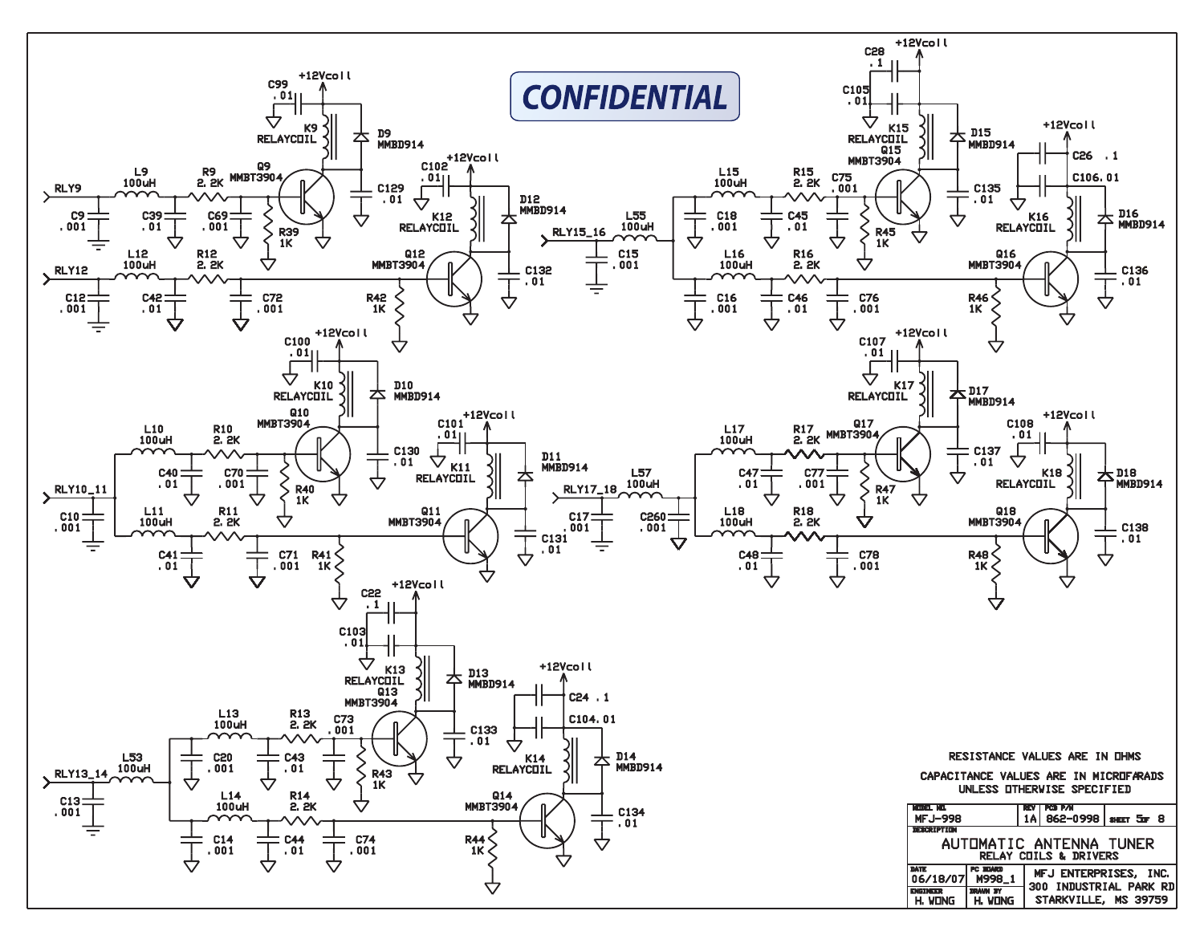CONFIDENTIAL

RESISTANCE VALUES ARE IN OHMS

CAPACITANCE VALUES ARE IN MICROFARADS UNLESS OTHERWISE SPECIFIED

| MODEL NO. | REV | PCB P/N | SHEET |
| --- | --- | --- | --- |
| MFJ-998 | 1A | 862-0998 | 5 OF 8 |

| DESCRIPTION |
| --- |
| AUTOMATIC ANTENNA TUNER<br>RELAY COILS & DRIVERS |

| DATE | PC BOARD | |
| --- | --- | --- |
| 06/18/07 | M998_1 | MFJ ENTERPRISES, INC.<br>300 INDUSTRIAL PARK RD<br>STARKVILLE, MS 39759 |
| **ENGINEER** | **DRAWN BY** | |
| H. WONG | H. WONG | |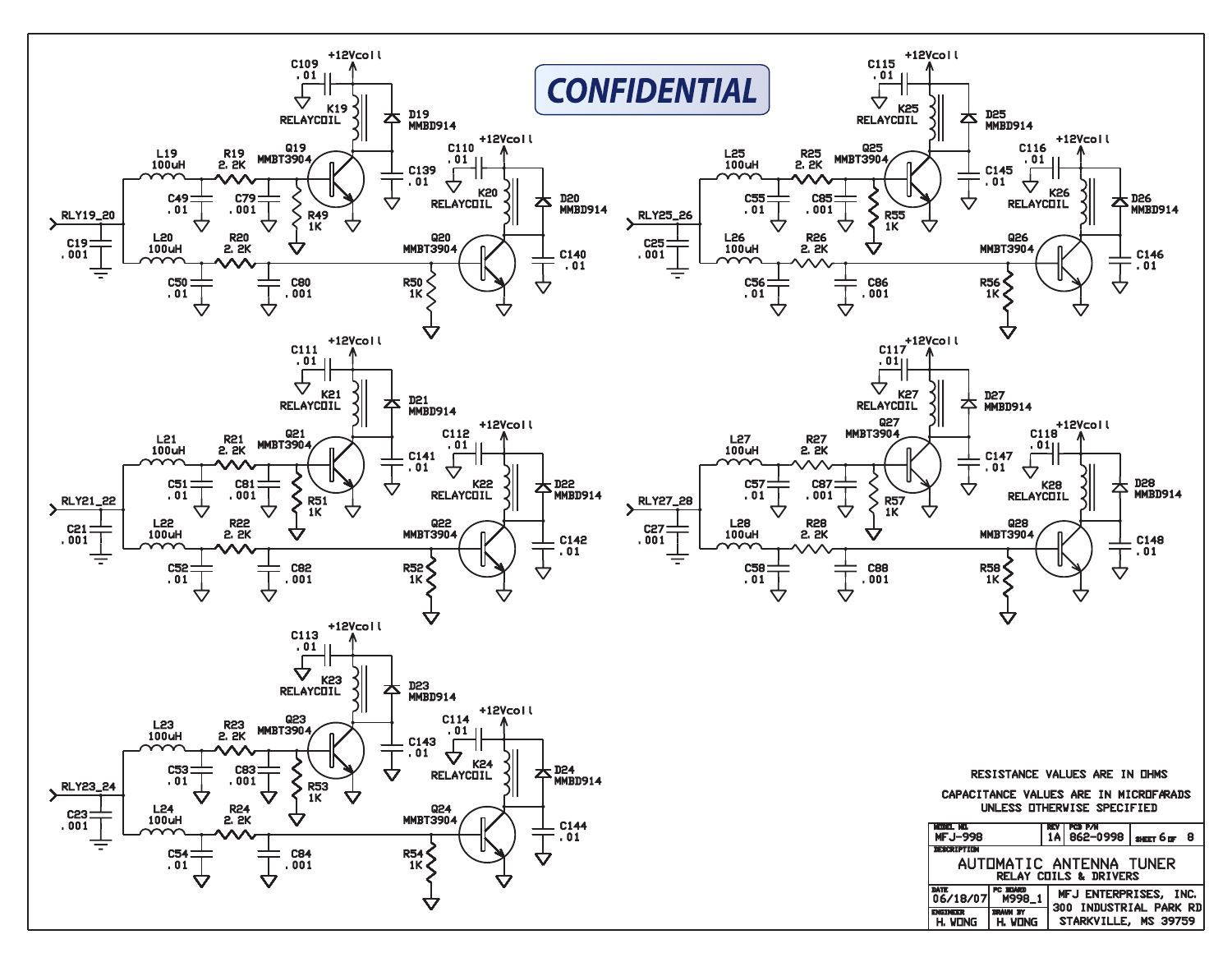**CONFIDENTIAL**

RLY19_20

L19 100uH, R19 2.2K, C49 .01, C79 .001, R49 1K, Q19 MMBT3904, K19 RELAYCOIL, D19 MMBD914, C109 .01, C139 .01, +12Vcoil

L20 100uH, R20 2.2K, C50 .01, C80 .001, R50 1K, Q20 MMBT3904, K20 RELAYCOIL, D20 MMBD914, C110 .01, C140 .01, +12Vcoil

C19 .001

RLY21_22

L21 100uH, R21 2.2K, C51 .01, C81 .001, R51 1K, Q21 MMBT3904, K21 RELAYCOIL, D21 MMBD914, C111 .01, C141 .01, +12Vcoil

L22 100uH, R22 2.2K, C52 .01, C82 .001, R52 1K, Q22 MMBT3904, K22 RELAYCOIL, D22 MMBD914, C112 .01, C142 .01, +12Vcoil

C21 .001

RLY23_24

L23 100uH, R23 2.2K, C53 .01, C83 .001, R53 1K, Q23 MMBT3904, K23 RELAYCOIL, D23 MMBD914, C113 .01, C143 .01, +12Vcoil

L24 100uH, R24 2.2K, C54 .01, C84 .001, R54 1K, Q24 MMBT3904, K24 RELAYCOIL, D24 MMBD914, C114 .01, C144 .01, +12Vcoil

C23 .001

RLY25_26

L25 100uH, R25 2.2K, C55 .01, C85 .001, R55 1K, Q25 MMBT3904, K25 RELAYCOIL, D25 MMBD914, C115 .01, C145 .01, +12Vcoil

L26 100uH, R26 2.2K, C56 .01, C86 .001, R56 1K, Q26 MMBT3904, K26 RELAYCOIL, D26 MMBD914, C116 .01, C146 .01, +12Vcoil

C25 .001

RLY27_28

L27 100uH, R27 2.2K, C57 .01, C87 .001, R57 1K, Q27 MMBT3904, K27 RELAYCOIL, D27 MMBD914, C117 .01, C147 .01, +12Vcoil

L28 100uH, R28 2.2K, C58 .01, C88 .001, R58 1K, Q28 MMBT3904, K28 RELAYCOIL, D28 MMBD914, C118 .01, C148 .01, +12Vcoil

C27 .001

RESISTANCE VALUES ARE IN OHMS

CAPACITANCE VALUES ARE IN MICROFARADS
UNLESS OTHERWISE SPECIFIED

| MODEL NO. | REV | PCB P/N | SHEET |
|---|---|---|---|
| MFJ-998 | 1A | 862-0998 | 6 OF 8 |

| DESCRIPTION | | |
|---|---|---|
| AUTOMATIC ANTENNA TUNER<br>RELAY COILS & DRIVERS | | |
| DATE<br>06/18/07 | PC BOARD<br>M998_1 | MFJ ENTERPRISES, INC.<br>300 INDUSTRIAL PARK RD<br>STARKVILLE, MS 39759 |
| ENGINEER<br>H. WONG | DRAWN BY<br>H. WONG | |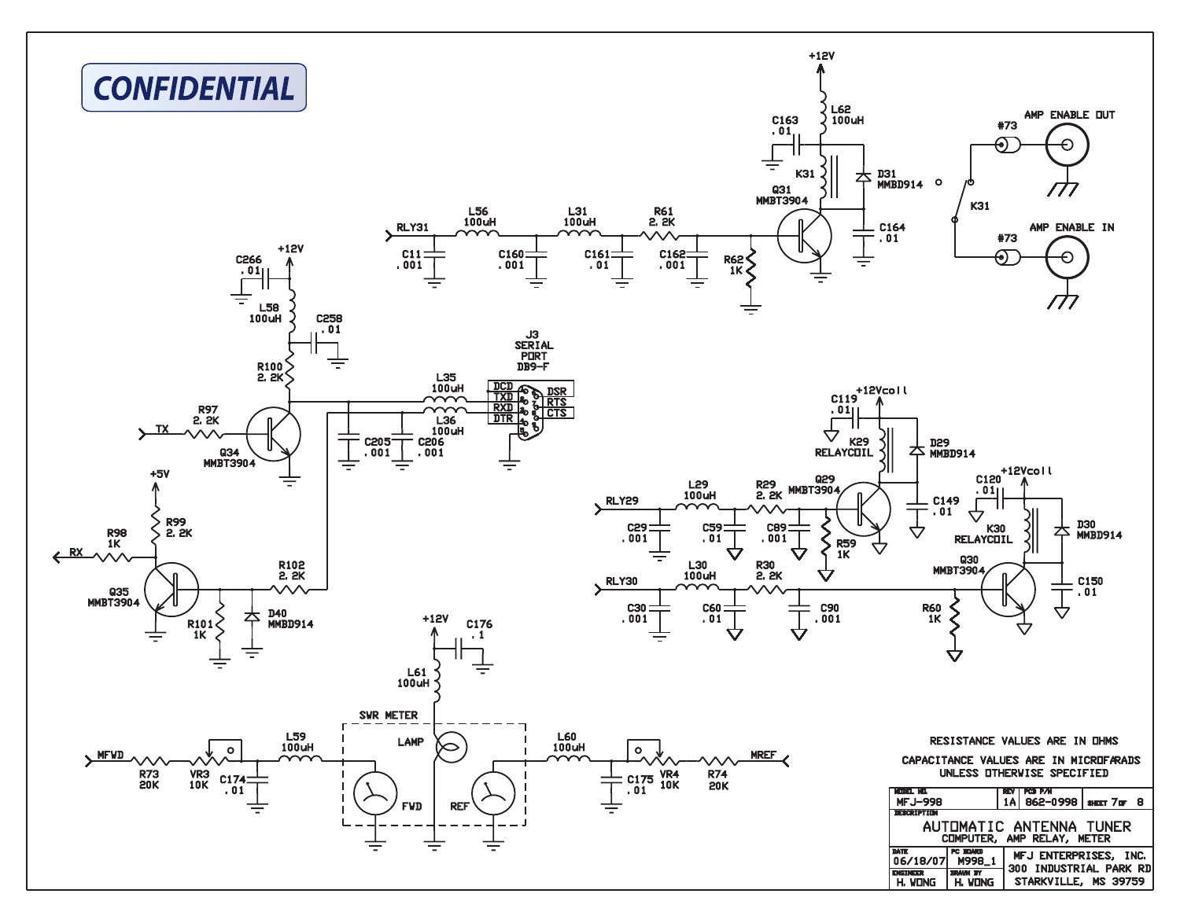**CONFIDENTIAL**

+12V

L62
100uH

C163
.01

K31

D31
MMBD914

Q31
MMBT3904

C164
.01

RLY31

L56
100uH

L31
100uH

R61
2.2K

C11
.001

C160
.001

C161
.01

C162
.001

R62
1K

#73

AMP ENABLE OUT

K31

#73

AMP ENABLE IN

C266
.01

+12V

L58
100uH

C258
.01

R100
2.2K

R97
2.2K

TX

Q34
MMBT3904

J3
SERIAL
PORT
DB9-F

L35
100uH

L36
100uH

DCD
TXD
RXD
DTR

DSR
RTS
CTS

C205
.001

C206
.001

+5V

R99
2.2K

R98
1K

RX

Q35
MMBT3904

R102
2.2K

R101
1K

D40
MMBD914

+12Vcoil

C119
.01

K29
RELAYCOIL

D29
MMBD914

RLY29

L29
100uH

R29
2.2K

Q29
MMBT3904

C149
.01

C29
.001

C59
.01

C89
.001

R59
1K

+12Vcoil

C120
.01

K30
RELAYCOIL

D30
MMBD914

Q30
MMBT3904

RLY30

L30
100uH

R30
2.2K

C150
.01

C30
.001

C60
.01

C90
.001

R60
1K

+12V

C176
.1

L61
100uH

SWR METER

LAMP

MFWD

R73
20K

VR3
10K

C174
.01

L59
100uH

FWD

REF

L60
100uH

C175
.01

VR4
10K

R74
20K

MREF

RESISTANCE VALUES ARE IN OHMS

CAPACITANCE VALUES ARE IN MICROFARADS UNLESS OTHERWISE SPECIFIED

| MODEL NO. | REV | PCB P/N | SHEET |
|---|---|---|---|
| MFJ-998 | 1A | 862-0998 | 7 OF 8 |

DESCRIPTION

AUTOMATIC ANTENNA TUNER
COMPUTER, AMP RELAY, METER

| DATE | PC BOARD | |
|---|---|---|
| 06/18/07 | M998_1 | MFJ ENTERPRISES, INC. 300 INDUSTRIAL PARK RD STARKVILLE, MS 39759 |
| ENGINEER | DRAWN BY | |
| H. WONG | H. WONG | |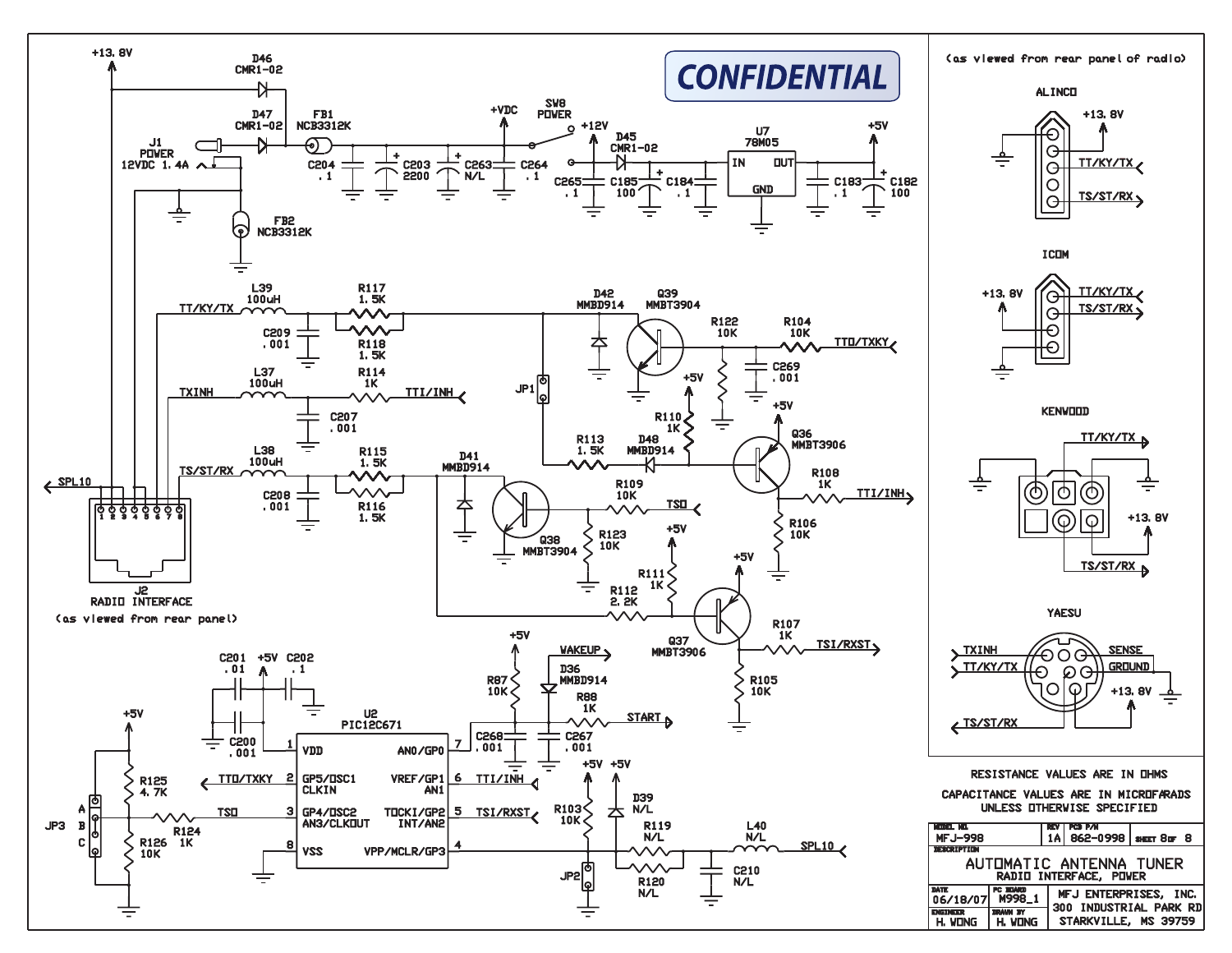CONFIDENTIAL

(as viewed from rear panel of radio)

ALINCO

ICOM

KENWOOD

YAESU

RESISTANCE VALUES ARE IN OHMS

CAPACITANCE VALUES ARE IN MICROFARADS UNLESS OTHERWISE SPECIFIED

| MODEL NO. | REV | PCB P/N | |
|---|---|---|---|
| MFJ-998 | 1A | 862-0998 | SHEET 8 OF 8 |

DESCRIPTION: AUTOMATIC ANTENNA TUNER — RADIO INTERFACE, POWER

| DATE | PC BOARD | |
|---|---|---|
| 06/18/07 | M998_1 | MFJ ENTERPRISES, INC. 300 INDUSTRIAL PARK RD STARKVILLE, MS 39759 |
| ENGINEER: H. WONG | DRAWN BY: H. WONG | |